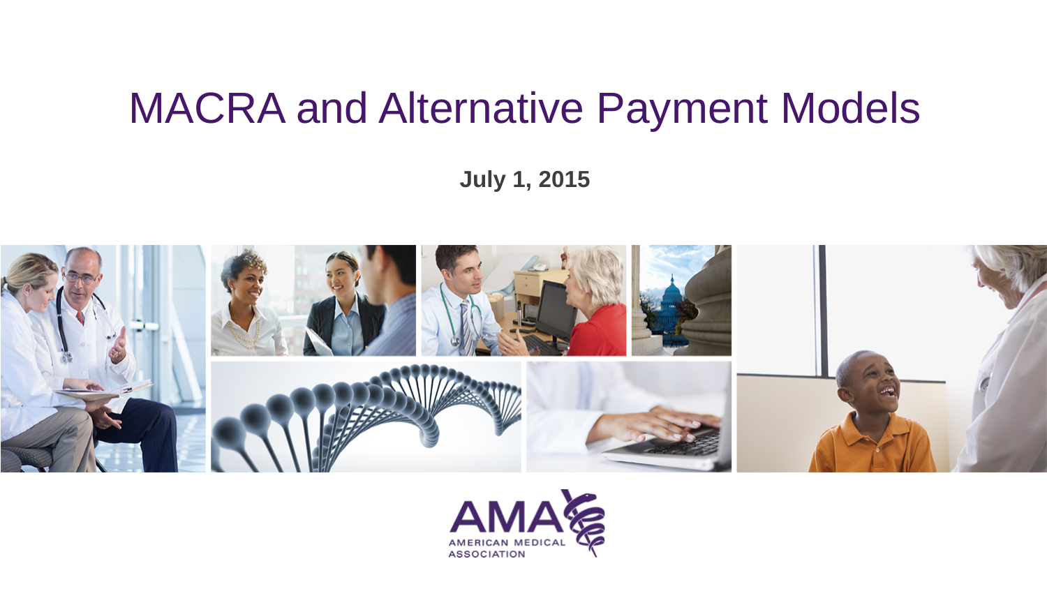# MACRA and Alternative Payment Models

**July 1, 2015**

AMA
AMERICAN MEDICAL ASSOCIATION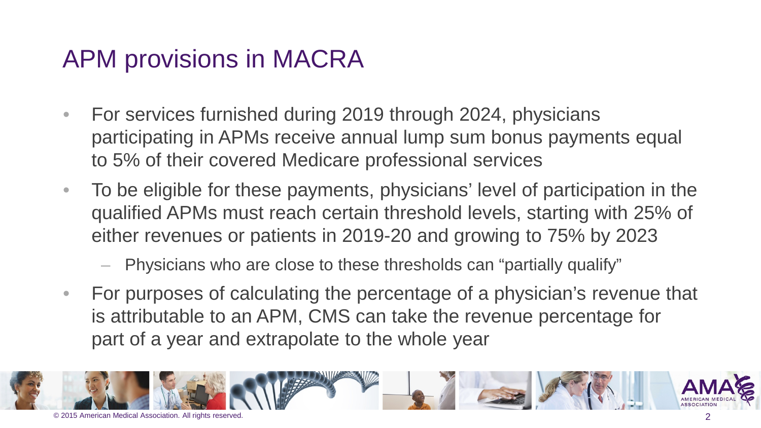# APM provisions in MACRA

- For services furnished during 2019 through 2024, physicians participating in APMs receive annual lump sum bonus payments equal to 5% of their covered Medicare professional services
- To be eligible for these payments, physicians' level of participation in the qualified APMs must reach certain threshold levels, starting with 25% of either revenues or patients in 2019-20 and growing to 75% by 2023
  - Physicians who are close to these thresholds can "partially qualify"
- For purposes of calculating the percentage of a physician's revenue that is attributable to an APM, CMS can take the revenue percentage for part of a year and extrapolate to the whole year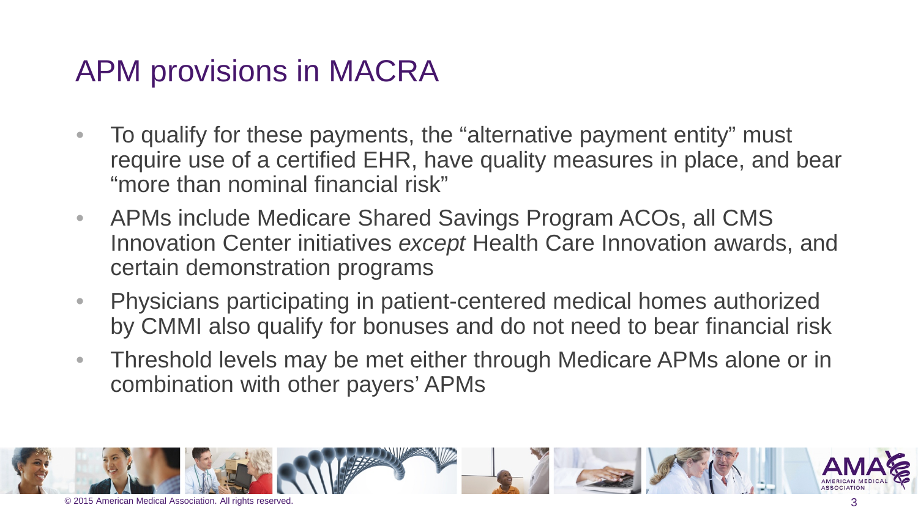# APM provisions in MACRA

- To qualify for these payments, the "alternative payment entity" must require use of a certified EHR, have quality measures in place, and bear "more than nominal financial risk"
- APMs include Medicare Shared Savings Program ACOs, all CMS Innovation Center initiatives *except* Health Care Innovation awards, and certain demonstration programs
- Physicians participating in patient-centered medical homes authorized by CMMI also qualify for bonuses and do not need to bear financial risk
- Threshold levels may be met either through Medicare APMs alone or in combination with other payers' APMs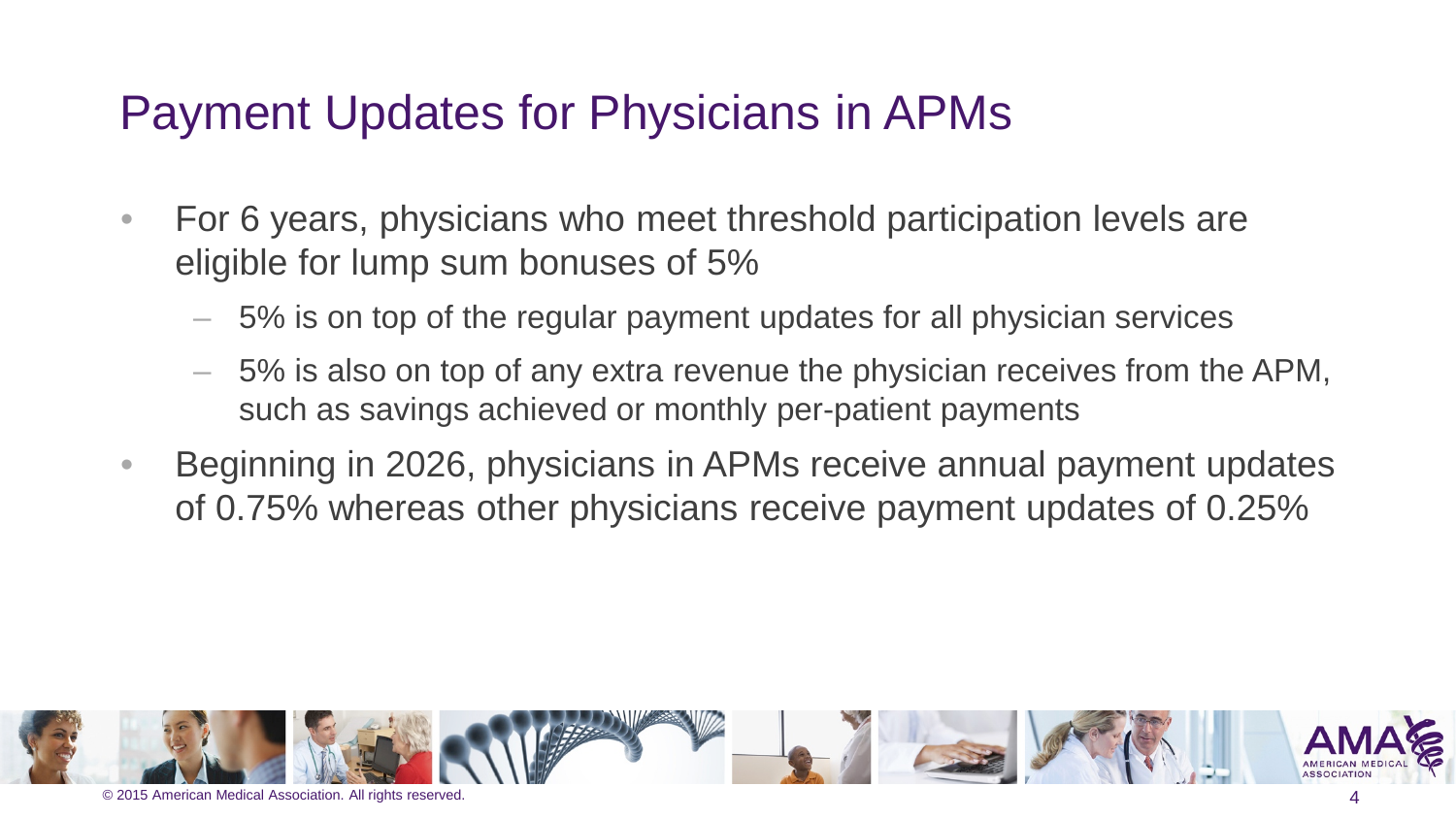# Payment Updates for Physicians in APMs

- For 6 years, physicians who meet threshold participation levels are eligible for lump sum bonuses of 5%
  - 5% is on top of the regular payment updates for all physician services
  - 5% is also on top of any extra revenue the physician receives from the APM, such as savings achieved or monthly per-patient payments
- Beginning in 2026, physicians in APMs receive annual payment updates of 0.75% whereas other physicians receive payment updates of 0.25%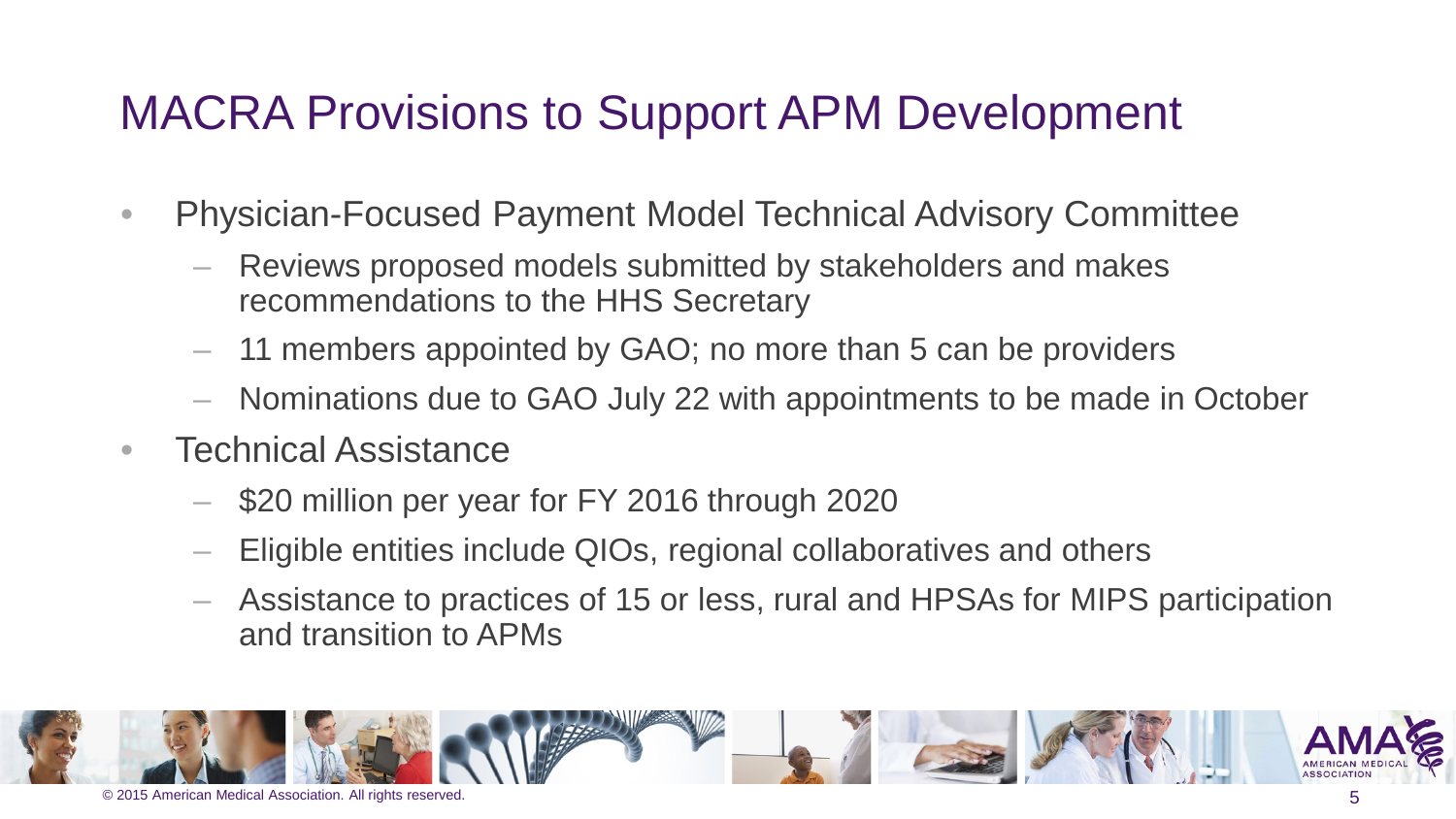# MACRA Provisions to Support APM Development

- Physician-Focused Payment Model Technical Advisory Committee
  - Reviews proposed models submitted by stakeholders and makes recommendations to the HHS Secretary
  - 11 members appointed by GAO; no more than 5 can be providers
  - Nominations due to GAO July 22 with appointments to be made in October
- Technical Assistance
  - $20 million per year for FY 2016 through 2020
  - Eligible entities include QIOs, regional collaboratives and others
  - Assistance to practices of 15 or less, rural and HPSAs for MIPS participation and transition to APMs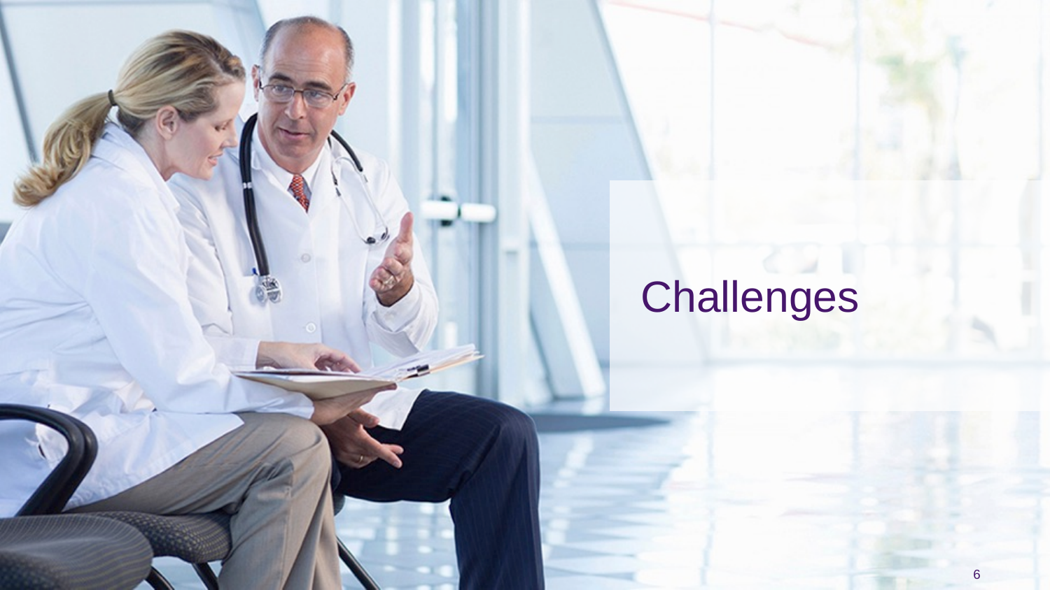# Challenges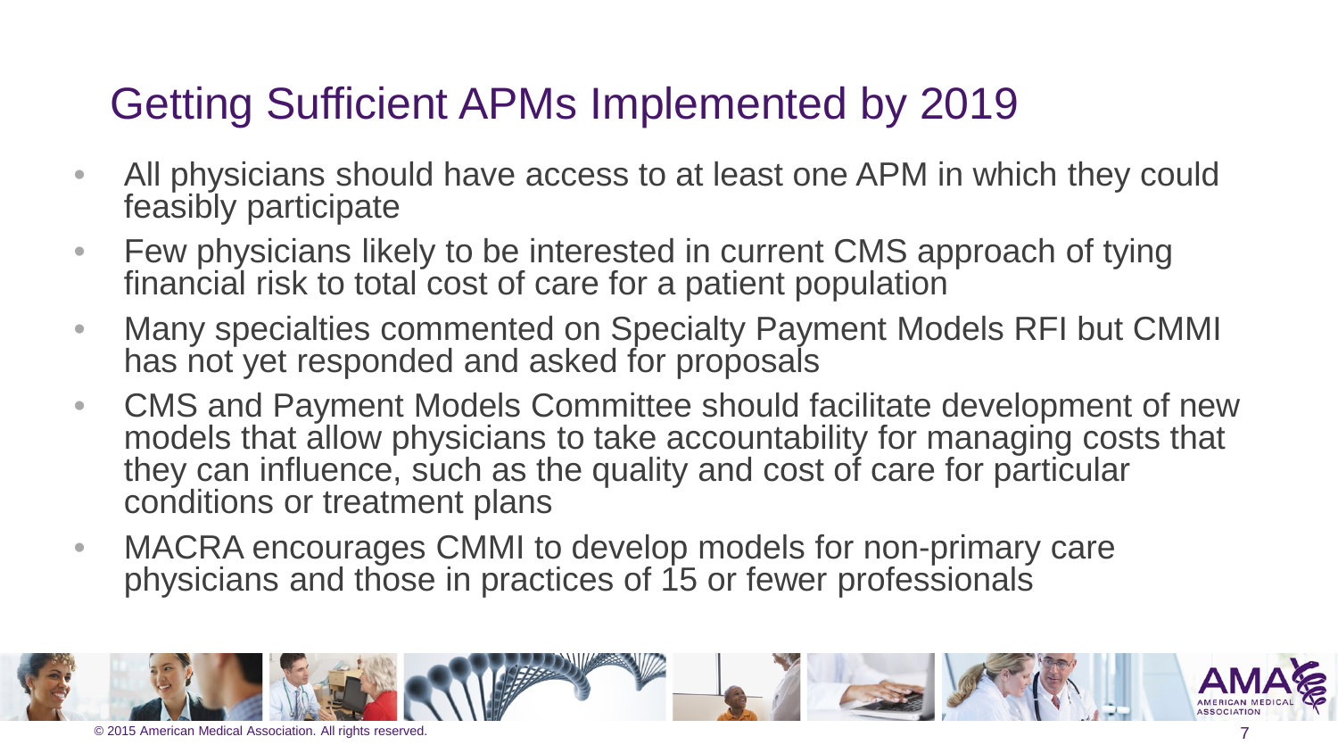# Getting Sufficient APMs Implemented by 2019

- All physicians should have access to at least one APM in which they could feasibly participate
- Few physicians likely to be interested in current CMS approach of tying financial risk to total cost of care for a patient population
- Many specialties commented on Specialty Payment Models RFI but CMMI has not yet responded and asked for proposals
- CMS and Payment Models Committee should facilitate development of new models that allow physicians to take accountability for managing costs that they can influence, such as the quality and cost of care for particular conditions or treatment plans
- MACRA encourages CMMI to develop models for non-primary care physicians and those in practices of 15 or fewer professionals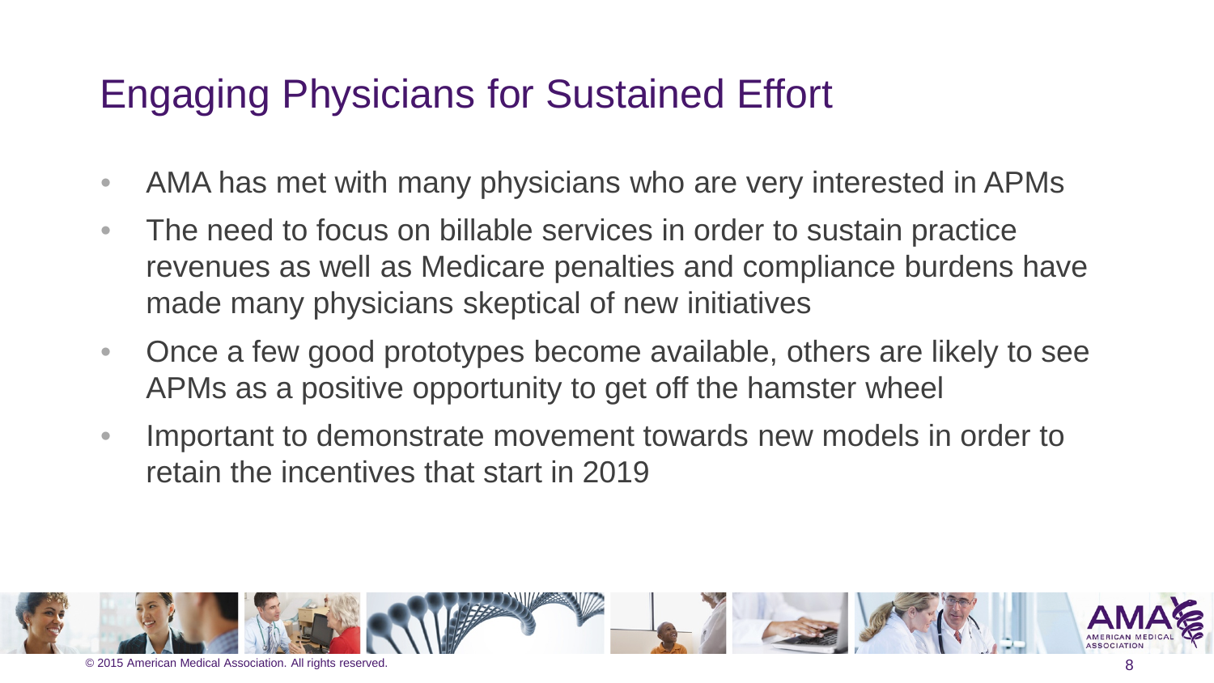# Engaging Physicians for Sustained Effort

- AMA has met with many physicians who are very interested in APMs
- The need to focus on billable services in order to sustain practice revenues as well as Medicare penalties and compliance burdens have made many physicians skeptical of new initiatives
- Once a few good prototypes become available, others are likely to see APMs as a positive opportunity to get off the hamster wheel
- Important to demonstrate movement towards new models in order to retain the incentives that start in 2019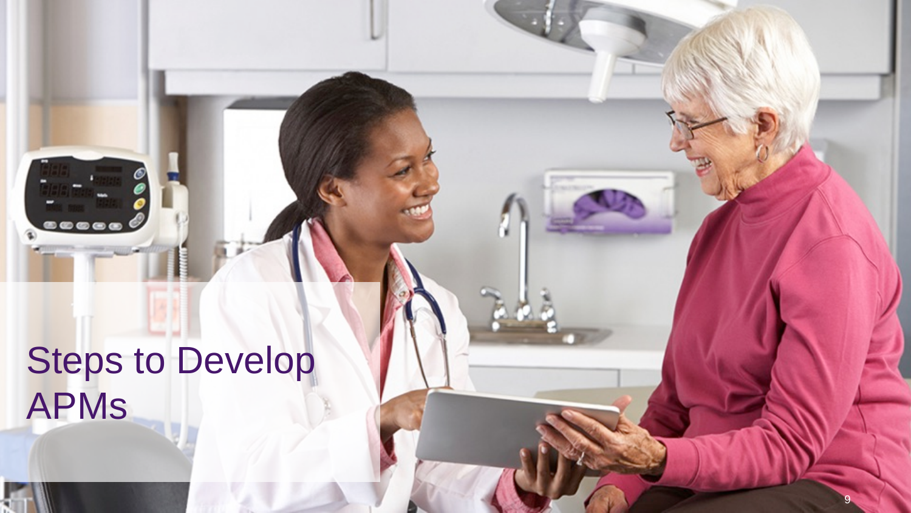# Steps to Develop APMs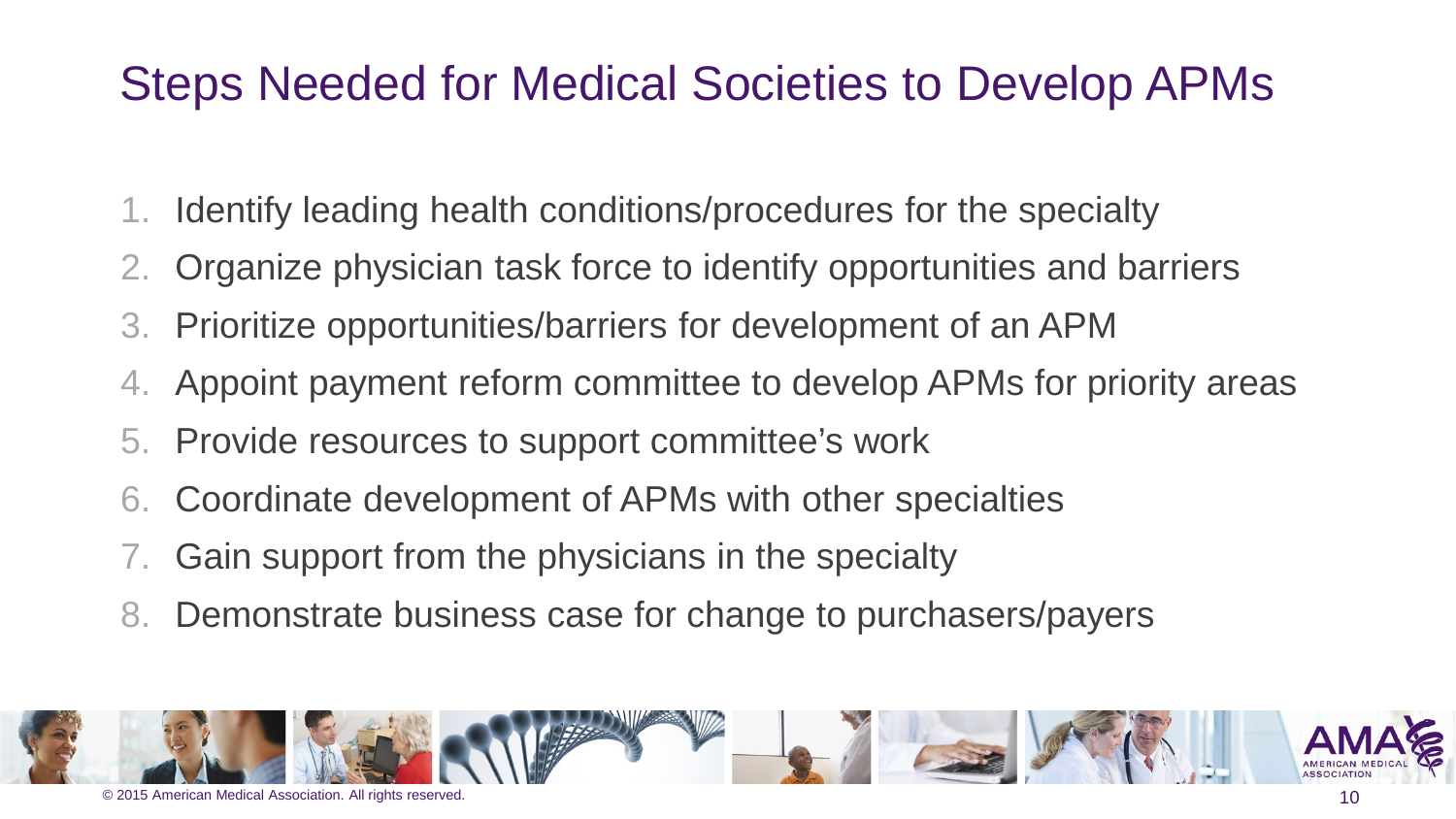# Steps Needed for Medical Societies to Develop APMs

1. Identify leading health conditions/procedures for the specialty
2. Organize physician task force to identify opportunities and barriers
3. Prioritize opportunities/barriers for development of an APM
4. Appoint payment reform committee to develop APMs for priority areas
5. Provide resources to support committee's work
6. Coordinate development of APMs with other specialties
7. Gain support from the physicians in the specialty
8. Demonstrate business case for change to purchasers/payers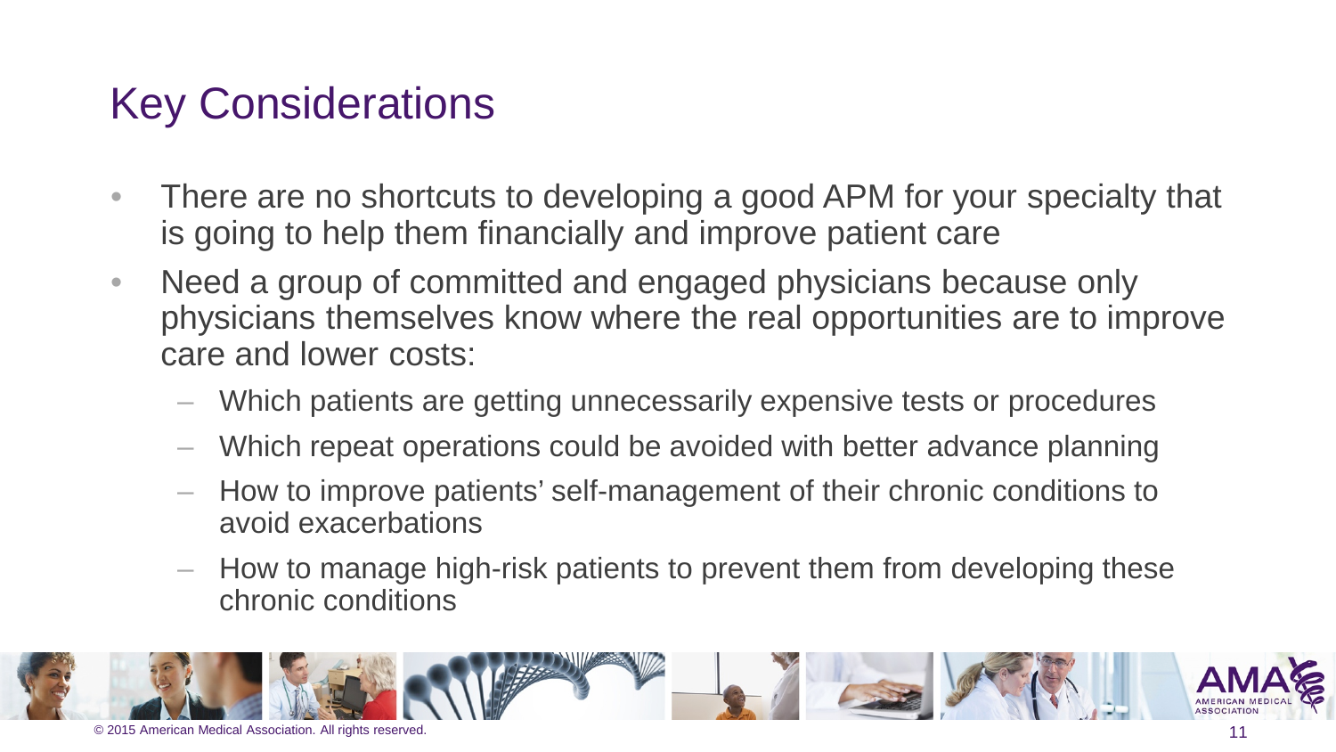# Key Considerations

- There are no shortcuts to developing a good APM for your specialty that is going to help them financially and improve patient care
- Need a group of committed and engaged physicians because only physicians themselves know where the real opportunities are to improve care and lower costs:
  - Which patients are getting unnecessarily expensive tests or procedures
  - Which repeat operations could be avoided with better advance planning
  - How to improve patients' self-management of their chronic conditions to avoid exacerbations
  - How to manage high-risk patients to prevent them from developing these chronic conditions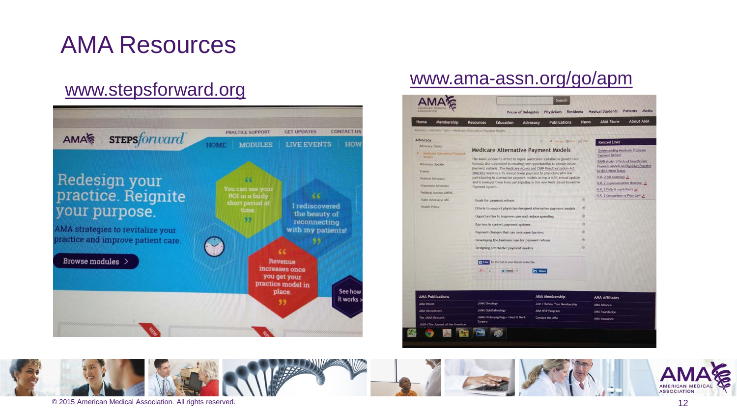# AMA Resources

www.stepsforward.org

www.ama-assn.org/go/apm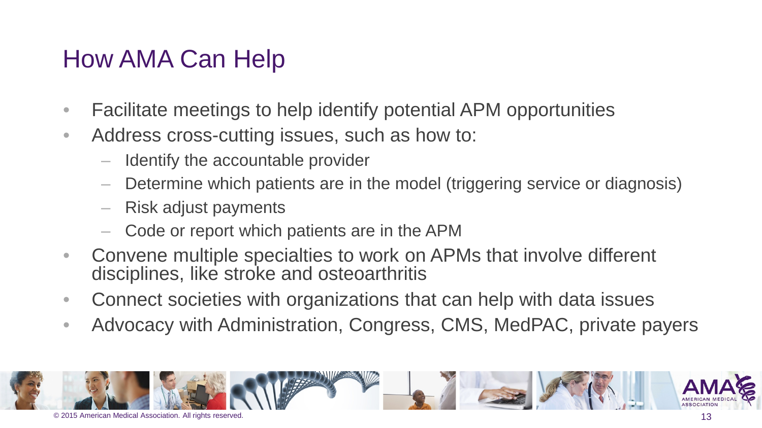# How AMA Can Help

- Facilitate meetings to help identify potential APM opportunities
- Address cross-cutting issues, such as how to:
  - Identify the accountable provider
  - Determine which patients are in the model (triggering service or diagnosis)
  - Risk adjust payments
  - Code or report which patients are in the APM
- Convene multiple specialties to work on APMs that involve different disciplines, like stroke and osteoarthritis
- Connect societies with organizations that can help with data issues
- Advocacy with Administration, Congress, CMS, MedPAC, private payers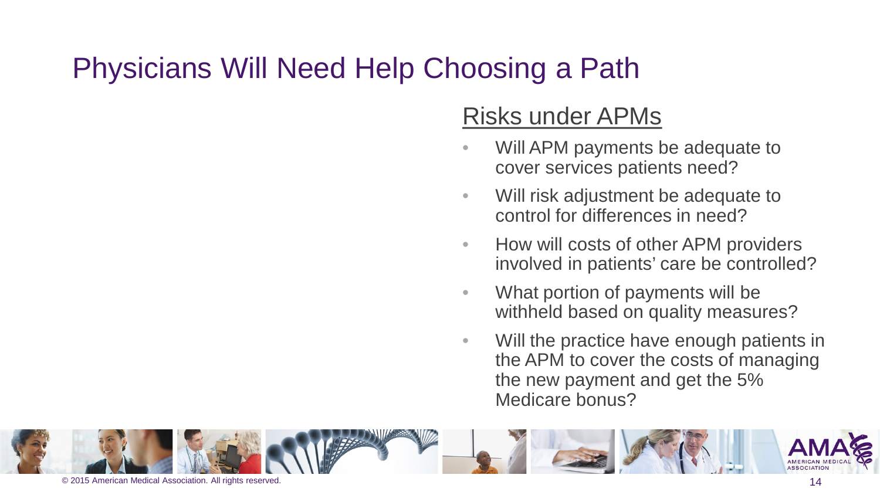# Physicians Will Need Help Choosing a Path

## Risks under APMs

- Will APM payments be adequate to cover services patients need?
- Will risk adjustment be adequate to control for differences in need?
- How will costs of other APM providers involved in patients' care be controlled?
- What portion of payments will be withheld based on quality measures?
- Will the practice have enough patients in the APM to cover the costs of managing the new payment and get the 5% Medicare bonus?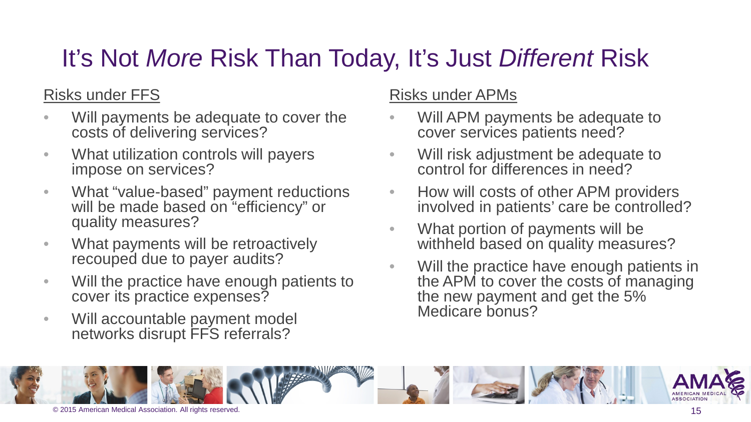# It's Not *More* Risk Than Today, It's Just *Different* Risk

## Risks under FFS

- Will payments be adequate to cover the costs of delivering services?
- What utilization controls will payers impose on services?
- What "value-based" payment reductions will be made based on "efficiency" or quality measures?
- What payments will be retroactively recouped due to payer audits?
- Will the practice have enough patients to cover its practice expenses?
- Will accountable payment model networks disrupt FFS referrals?

## Risks under APMs

- Will APM payments be adequate to cover services patients need?
- Will risk adjustment be adequate to control for differences in need?
- How will costs of other APM providers involved in patients' care be controlled?
- What portion of payments will be withheld based on quality measures?
- Will the practice have enough patients in the APM to cover the costs of managing the new payment and get the 5% Medicare bonus?

© 2015 American Medical Association. All rights reserved.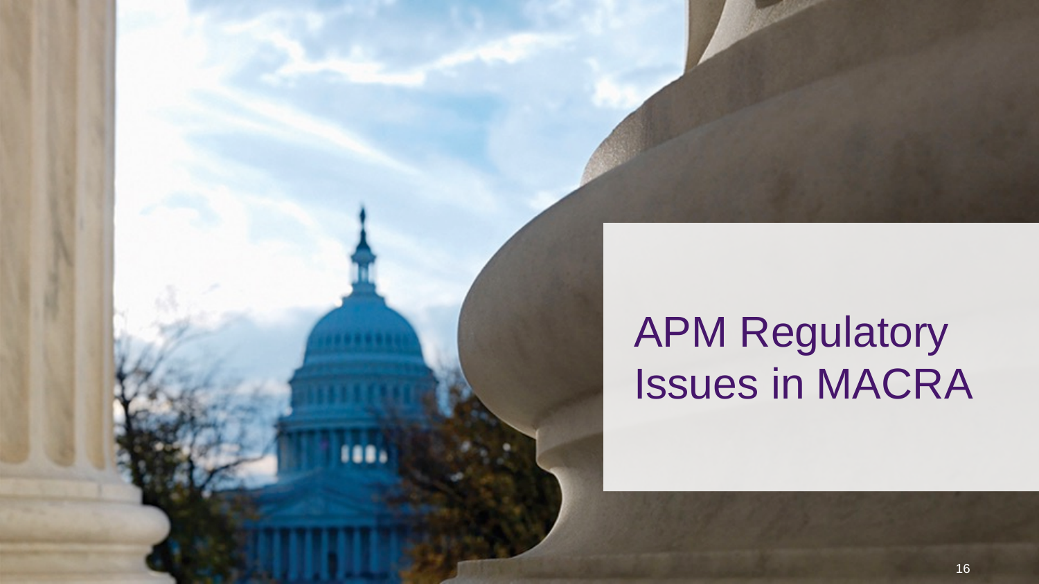# APM Regulatory Issues in MACRA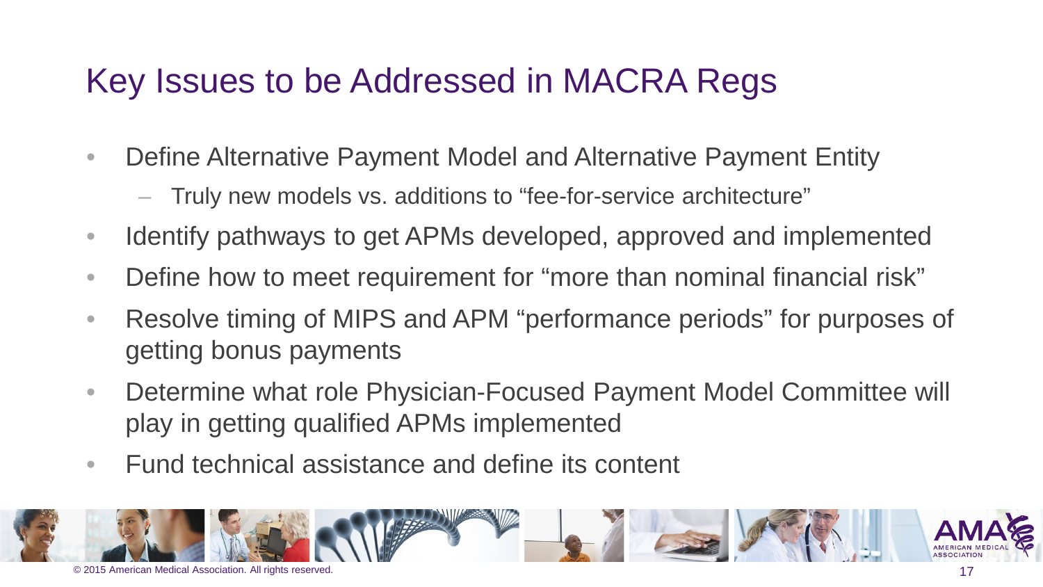# Key Issues to be Addressed in MACRA Regs

- Define Alternative Payment Model and Alternative Payment Entity
  - Truly new models vs. additions to "fee-for-service architecture"
- Identify pathways to get APMs developed, approved and implemented
- Define how to meet requirement for "more than nominal financial risk"
- Resolve timing of MIPS and APM "performance periods" for purposes of getting bonus payments
- Determine what role Physician-Focused Payment Model Committee will play in getting qualified APMs implemented
- Fund technical assistance and define its content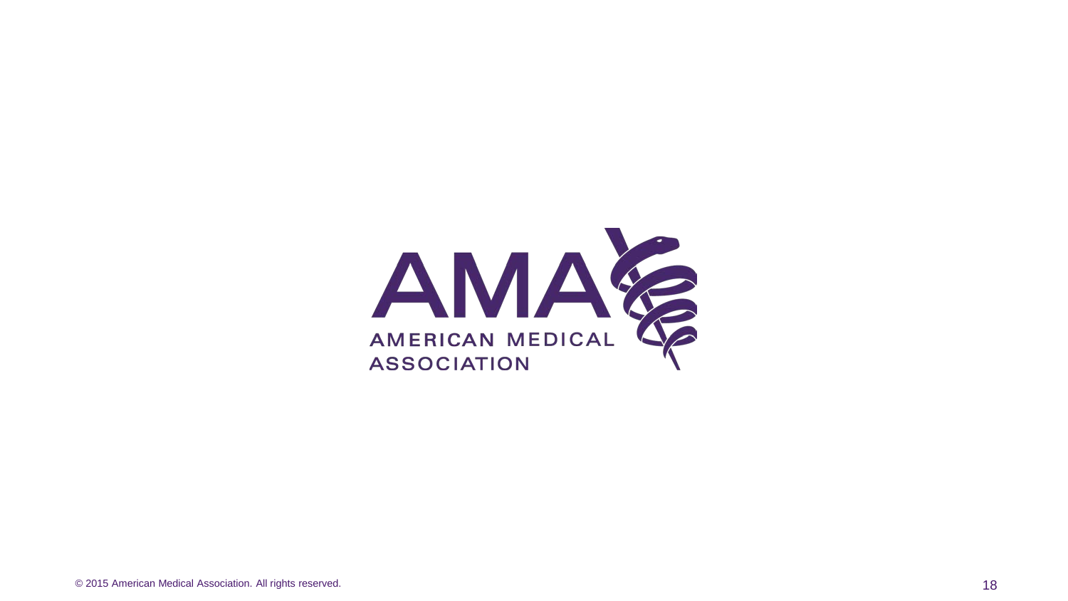AMA

AMERICAN MEDICAL ASSOCIATION

© 2015 American Medical Association. All rights reserved.